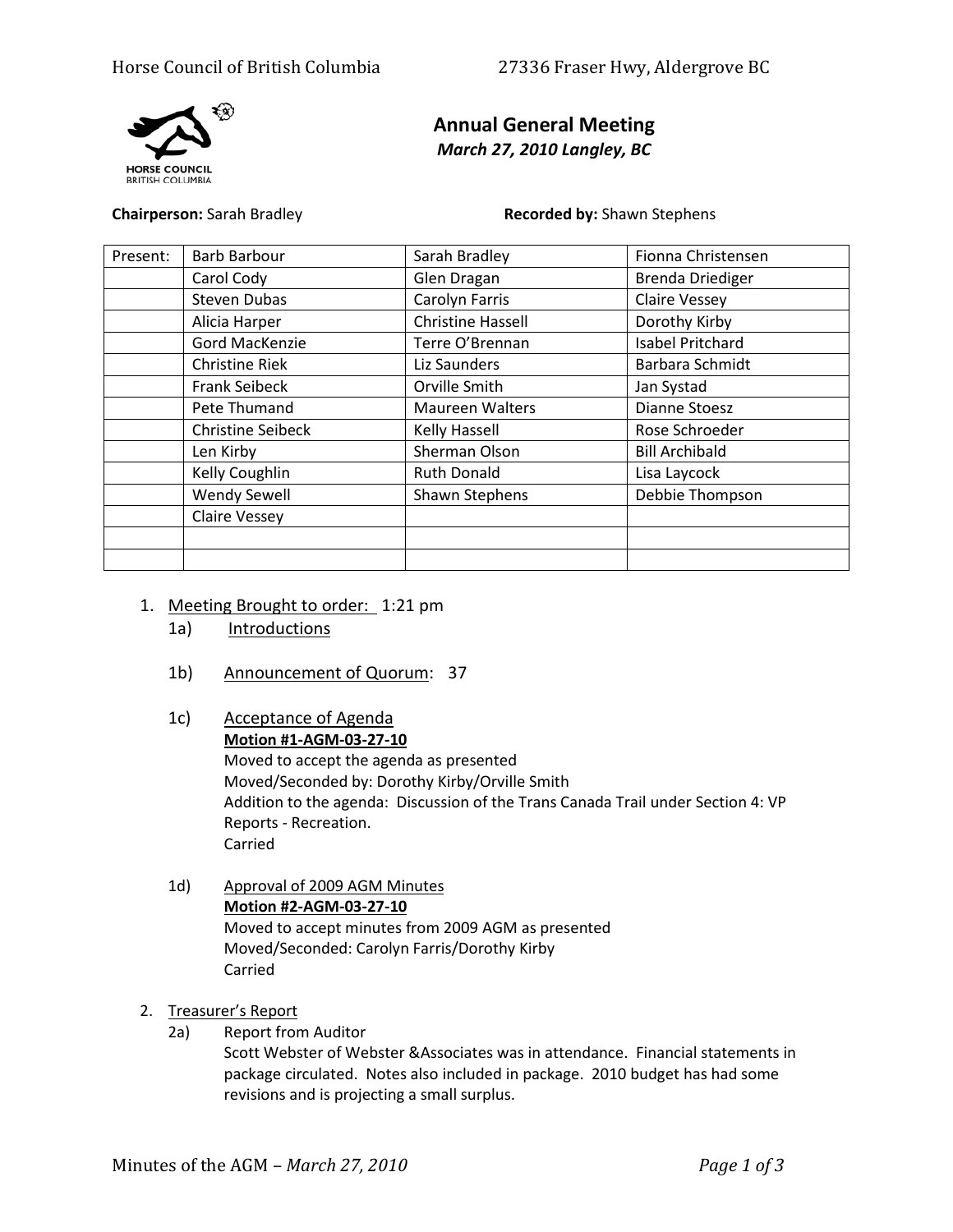# Annual General Meeting

*March 27, 2010 Langley, BC*

**Chairperson:** Sarah Bradley **Recorded by:** Shawn Stephens

| Present: | Barb Barbour | Sarah Bradley | Fionna Christensen |
|---|---|---|---|
| | Carol Cody | Glen Dragan | Brenda Driediger |
| | Steven Dubas | Carolyn Farris | Claire Vessey |
| | Alicia Harper | Christine Hassell | Dorothy Kirby |
| | Gord MacKenzie | Terre O'Brennan | Isabel Pritchard |
| | Christine Riek | Liz Saunders | Barbara Schmidt |
| | Frank Seibeck | Orville Smith | Jan Systad |
| | Pete Thumand | Maureen Walters | Dianne Stoesz |
| | Christine Seibeck | Kelly Hassell | Rose Schroeder |
| | Len Kirby | Sherman Olson | Bill Archibald |
| | Kelly Coughlin | Ruth Donald | Lisa Laycock |
| | Wendy Sewell | Shawn Stephens | Debbie Thompson |
| | Claire Vessey | | |
| | | | |
| | | | |

1. Meeting Brought to order: 1:21 pm
   - 1a) Introductions
   - 1b) Announcement of Quorum: 37
   - 1c) Acceptance of Agenda

     **Motion #1-AGM-03-27-10**

     Moved to accept the agenda as presented

     Moved/Seconded by: Dorothy Kirby/Orville Smith

     Addition to the agenda: Discussion of the Trans Canada Trail under Section 4: VP Reports - Recreation.

     Carried
   - 1d) Approval of 2009 AGM Minutes

     **Motion #2-AGM-03-27-10**

     Moved to accept minutes from 2009 AGM as presented

     Moved/Seconded: Carolyn Farris/Dorothy Kirby

     Carried

2. Treasurer's Report
   - 2a) Report from Auditor

     Scott Webster of Webster &Associates was in attendance. Financial statements in package circulated. Notes also included in package. 2010 budget has had some revisions and is projecting a small surplus.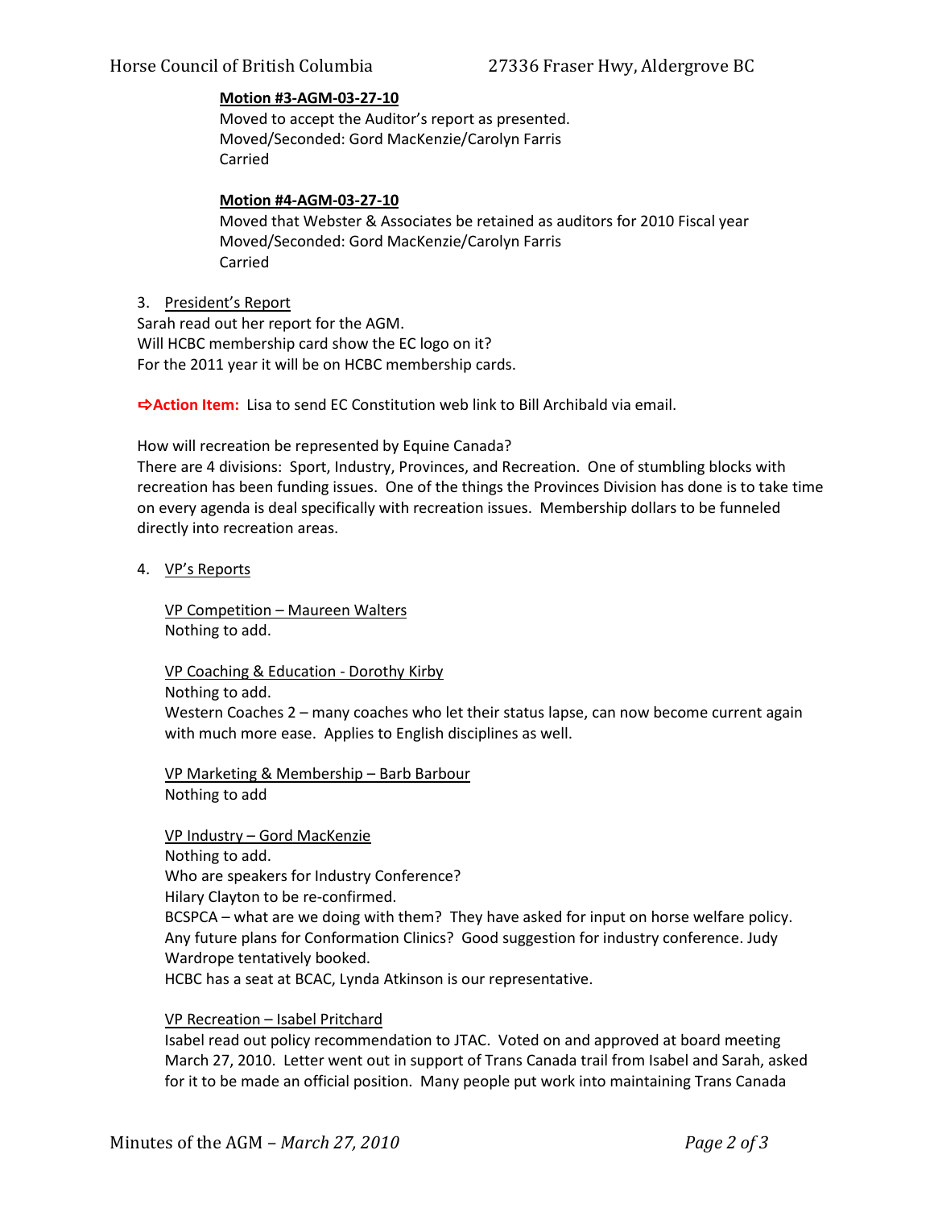**<u>Motion #3-AGM-03-27-10</u>**
Moved to accept the Auditor's report as presented.
Moved/Seconded: Gord MacKenzie/Carolyn Farris
Carried

**<u>Motion #4-AGM-03-27-10</u>**
Moved that Webster & Associates be retained as auditors for 2010 Fiscal year
Moved/Seconded: Gord MacKenzie/Carolyn Farris
Carried

3. <u>President's Report</u>

Sarah read out her report for the AGM.
Will HCBC membership card show the EC logo on it?
For the 2011 year it will be on HCBC membership cards.

**⇨Action Item:** Lisa to send EC Constitution web link to Bill Archibald via email.

How will recreation be represented by Equine Canada?
There are 4 divisions: Sport, Industry, Provinces, and Recreation. One of stumbling blocks with recreation has been funding issues. One of the things the Provinces Division has done is to take time on every agenda is deal specifically with recreation issues. Membership dollars to be funneled directly into recreation areas.

4. <u>VP's Reports</u>

<u>VP Competition – Maureen Walters</u>
Nothing to add.

<u>VP Coaching & Education - Dorothy Kirby</u>
Nothing to add.
Western Coaches 2 – many coaches who let their status lapse, can now become current again with much more ease. Applies to English disciplines as well.

<u>VP Marketing & Membership – Barb Barbour</u>
Nothing to add

<u>VP Industry – Gord MacKenzie</u>
Nothing to add.
Who are speakers for Industry Conference?
Hilary Clayton to be re-confirmed.
BCSPCA – what are we doing with them? They have asked for input on horse welfare policy.
Any future plans for Conformation Clinics? Good suggestion for industry conference. Judy Wardrope tentatively booked.
HCBC has a seat at BCAC, Lynda Atkinson is our representative.

<u>VP Recreation – Isabel Pritchard</u>
Isabel read out policy recommendation to JTAC. Voted on and approved at board meeting March 27, 2010. Letter went out in support of Trans Canada trail from Isabel and Sarah, asked for it to be made an official position. Many people put work into maintaining Trans Canada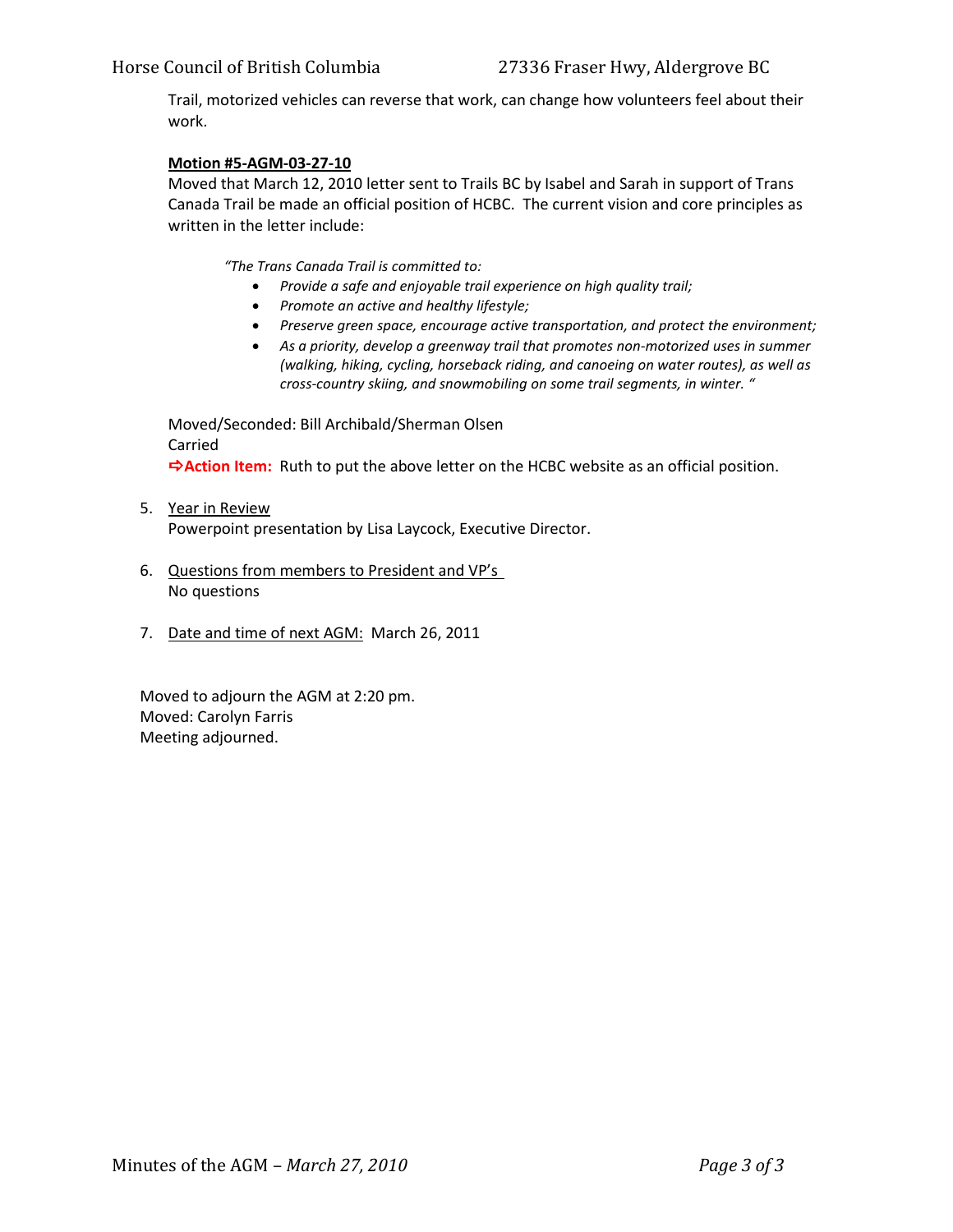Trail, motorized vehicles can reverse that work, can change how volunteers feel about their work.

**Motion #5-AGM-03-27-10**

Moved that March 12, 2010 letter sent to Trails BC by Isabel and Sarah in support of Trans Canada Trail be made an official position of HCBC. The current vision and core principles as written in the letter include:

> *"The Trans Canada Trail is committed to:*
> - *Provide a safe and enjoyable trail experience on high quality trail;*
> - *Promote an active and healthy lifestyle;*
> - *Preserve green space, encourage active transportation, and protect the environment;*
> - *As a priority, develop a greenway trail that promotes non-motorized uses in summer (walking, hiking, cycling, horseback riding, and canoeing on water routes), as well as cross-country skiing, and snowmobiling on some trail segments, in winter. "*

Moved/Seconded: Bill Archibald/Sherman Olsen
Carried
⇨**Action Item:** Ruth to put the above letter on the HCBC website as an official position.

5. Year in Review
   Powerpoint presentation by Lisa Laycock, Executive Director.

6. Questions from members to President and VP's
   No questions

7. Date and time of next AGM: March 26, 2011

Moved to adjourn the AGM at 2:20 pm.
Moved: Carolyn Farris
Meeting adjourned.